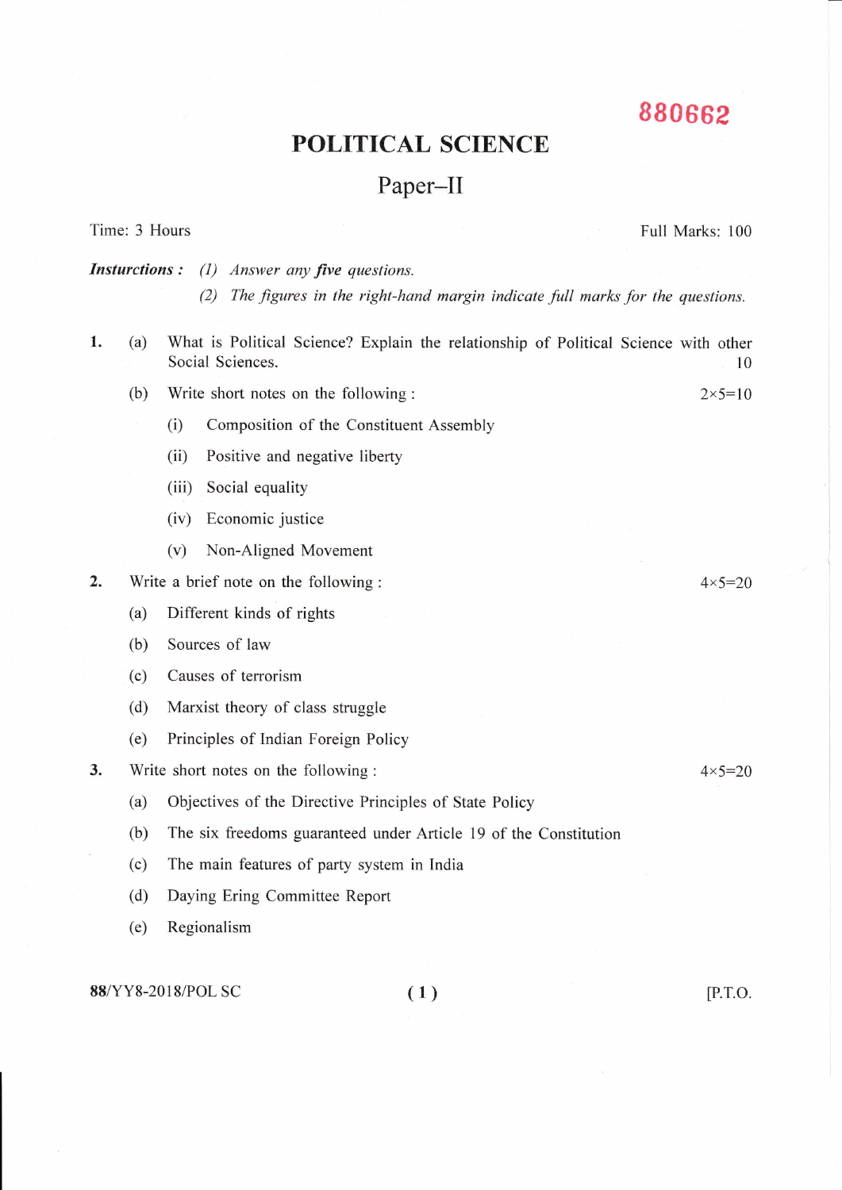880662

# POLITICAL SCIENCE

## Paper–II

Time: 3 Hours Full Marks: 100

***Insturctions :*** *(1) Answer any **five** questions.*

*(2) The figures in the right-hand margin indicate full marks for the questions.*

**1.** (a) What is Political Science? Explain the relationship of Political Science with other Social Sciences. 10

(b) Write short notes on the following : 2×5=10

(i) Composition of the Constituent Assembly

(ii) Positive and negative liberty

(iii) Social equality

(iv) Economic justice

(v) Non-Aligned Movement

**2.** Write a brief note on the following : 4×5=20

(a) Different kinds of rights

(b) Sources of law

(c) Causes of terrorism

(d) Marxist theory of class struggle

(e) Principles of Indian Foreign Policy

**3.** Write short notes on the following : 4×5=20

(a) Objectives of the Directive Principles of State Policy

(b) The six freedoms guaranteed under Article 19 of the Constitution

(c) The main features of party system in India

(d) Daying Ering Committee Report

(e) Regionalism

**88**/YY8-2018/POL SC [P.T.O.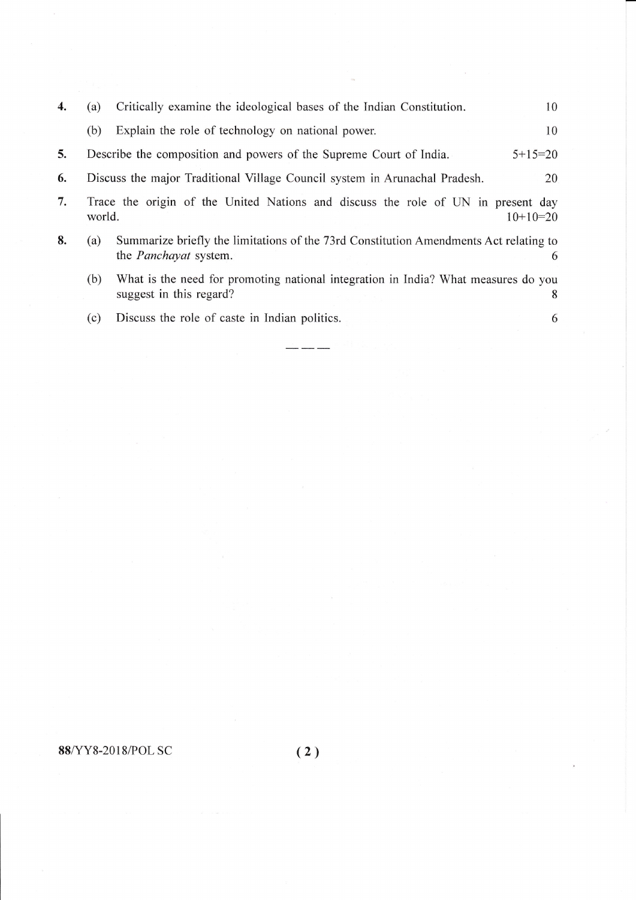4. (a) Critically examine the ideological bases of the Indian Constitution. 10

   (b) Explain the role of technology on national power. 10

5. Describe the composition and powers of the Supreme Court of India. 5+15=20

6. Discuss the major Traditional Village Council system in Arunachal Pradesh. 20

7. Trace the origin of the United Nations and discuss the role of UN in present day world. 10+10=20

8. (a) Summarize briefly the limitations of the 73rd Constitution Amendments Act relating to the *Panchayat* system. 6

   (b) What is the need for promoting national integration in India? What measures do you suggest in this regard? 8

   (c) Discuss the role of caste in Indian politics. 6

———

88/YY8-2018/POL SC